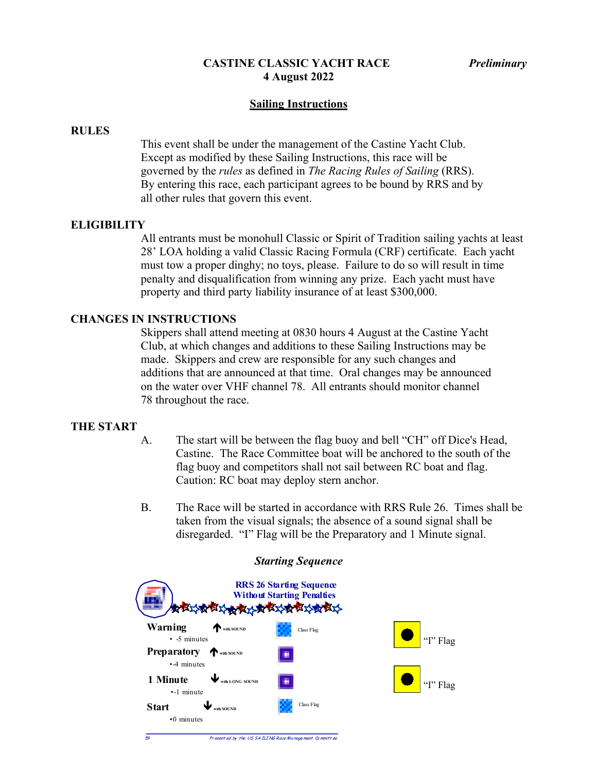**CASTINE CLASSIC YACHT RACE** *Preliminary*
**4 August 2022**

## Sailing Instructions

### RULES

This event shall be under the management of the Castine Yacht Club. Except as modified by these Sailing Instructions, this race will be governed by the *rules* as defined in *The Racing Rules of Sailing* (RRS). By entering this race, each participant agrees to be bound by RRS and by all other rules that govern this event.

### ELIGIBILITY

All entrants must be monohull Classic or Spirit of Tradition sailing yachts at least 28' LOA holding a valid Classic Racing Formula (CRF) certificate. Each yacht must tow a proper dinghy; no toys, please. Failure to do so will result in time penalty and disqualification from winning any prize. Each yacht must have property and third party liability insurance of at least $300,000.

### CHANGES IN INSTRUCTIONS

Skippers shall attend meeting at 0830 hours 4 August at the Castine Yacht Club, at which changes and additions to these Sailing Instructions may be made. Skippers and crew are responsible for any such changes and additions that are announced at that time. Oral changes may be announced on the water over VHF channel 78. All entrants should monitor channel 78 throughout the race.

### THE START

A. The start will be between the flag buoy and bell "CH" off Dice's Head, Castine. The Race Committee boat will be anchored to the south of the flag buoy and competitors shall not sail between RC boat and flag. Caution: RC boat may deploy stern anchor.

B. The Race will be started in accordance with RRS Rule 26. Times shall be taken from the visual signals; the absence of a sound signal shall be disregarded. "I" Flag will be the Preparatory and 1 Minute signal.

*Starting Sequence*

**RRS 26 Starting Sequence Without Starting Penalties**

| Signal | Flag | Flag | |
|---|---|---|---|
| **Warning** ↑ with SOUND • -5 minutes | Class Flag | | |
| **Preparatory** ↑ with SOUND •-4 minutes | | "I" Flag | |
| **1 Minute** ↓ with LONG SOUND •-1 minute | | "I" Flag | |
| **Start** ↓ with SOUND •0 minutes | Class Flag | | |

59 Presented by the US SAILING Race Management Committee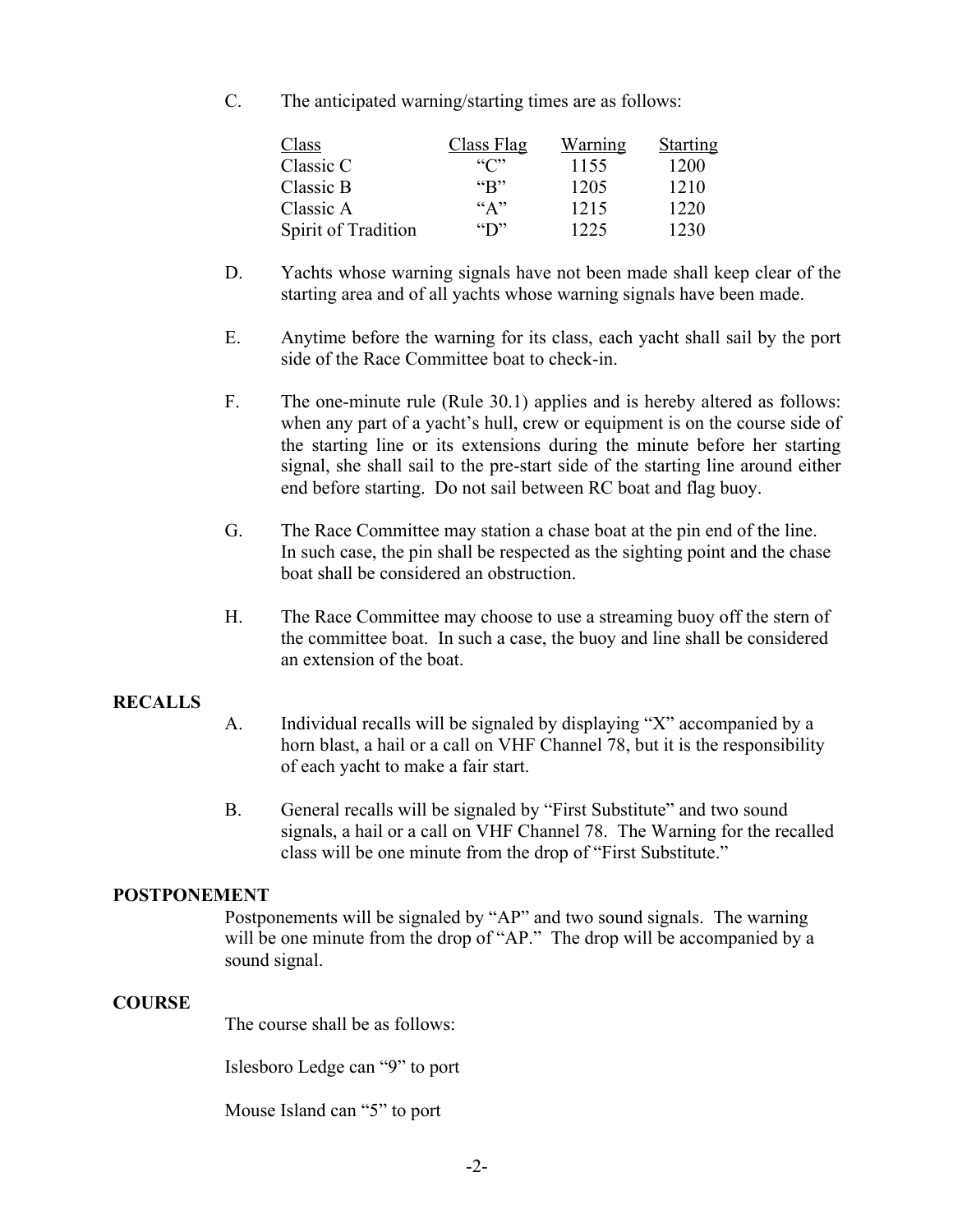C. The anticipated warning/starting times are as follows:

| Class | Class Flag | Warning | Starting |
|---|---|---|---|
| Classic C | "C" | 1155 | 1200 |
| Classic B | "B" | 1205 | 1210 |
| Classic A | "A" | 1215 | 1220 |
| Spirit of Tradition | "D" | 1225 | 1230 |

D. Yachts whose warning signals have not been made shall keep clear of the starting area and of all yachts whose warning signals have been made.

E. Anytime before the warning for its class, each yacht shall sail by the port side of the Race Committee boat to check-in.

F. The one-minute rule (Rule 30.1) applies and is hereby altered as follows: when any part of a yacht's hull, crew or equipment is on the course side of the starting line or its extensions during the minute before her starting signal, she shall sail to the pre-start side of the starting line around either end before starting. Do not sail between RC boat and flag buoy.

G. The Race Committee may station a chase boat at the pin end of the line. In such case, the pin shall be respected as the sighting point and the chase boat shall be considered an obstruction.

H. The Race Committee may choose to use a streaming buoy off the stern of the committee boat. In such a case, the buoy and line shall be considered an extension of the boat.

**RECALLS**

A. Individual recalls will be signaled by displaying "X" accompanied by a horn blast, a hail or a call on VHF Channel 78, but it is the responsibility of each yacht to make a fair start.

B. General recalls will be signaled by "First Substitute" and two sound signals, a hail or a call on VHF Channel 78. The Warning for the recalled class will be one minute from the drop of "First Substitute."

**POSTPONEMENT**

Postponements will be signaled by "AP" and two sound signals. The warning will be one minute from the drop of "AP." The drop will be accompanied by a sound signal.

**COURSE**

The course shall be as follows:

Islesboro Ledge can "9" to port

Mouse Island can "5" to port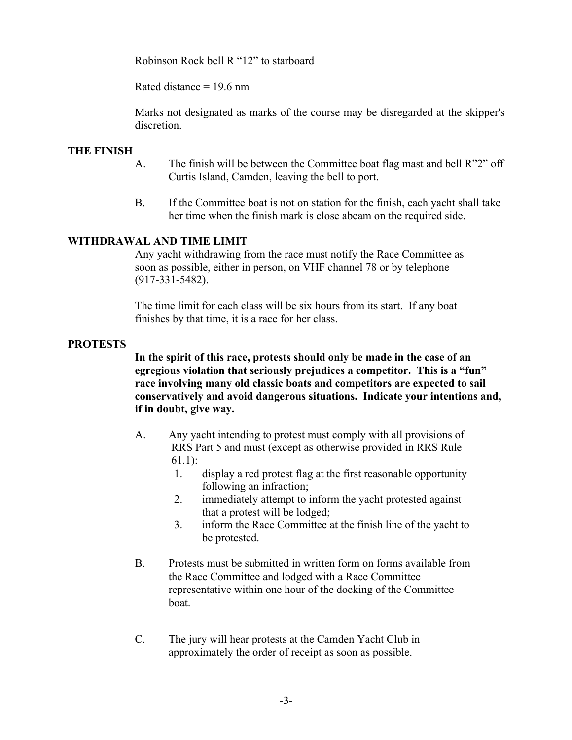Robinson Rock bell R "12" to starboard

Rated distance = 19.6 nm

Marks not designated as marks of the course may be disregarded at the skipper's discretion.

## THE FINISH

A. The finish will be between the Committee boat flag mast and bell R"2" off Curtis Island, Camden, leaving the bell to port.

B. If the Committee boat is not on station for the finish, each yacht shall take her time when the finish mark is close abeam on the required side.

## WITHDRAWAL AND TIME LIMIT

Any yacht withdrawing from the race must notify the Race Committee as soon as possible, either in person, on VHF channel 78 or by telephone (917-331-5482).

The time limit for each class will be six hours from its start. If any boat finishes by that time, it is a race for her class.

## PROTESTS

**In the spirit of this race, protests should only be made in the case of an egregious violation that seriously prejudices a competitor. This is a "fun" race involving many old classic boats and competitors are expected to sail conservatively and avoid dangerous situations. Indicate your intentions and, if in doubt, give way.**

A. Any yacht intending to protest must comply with all provisions of RRS Part 5 and must (except as otherwise provided in RRS Rule 61.1):

1. display a red protest flag at the first reasonable opportunity following an infraction;
2. immediately attempt to inform the yacht protested against that a protest will be lodged;
3. inform the Race Committee at the finish line of the yacht to be protested.

B. Protests must be submitted in written form on forms available from the Race Committee and lodged with a Race Committee representative within one hour of the docking of the Committee boat.

C. The jury will hear protests at the Camden Yacht Club in approximately the order of receipt as soon as possible.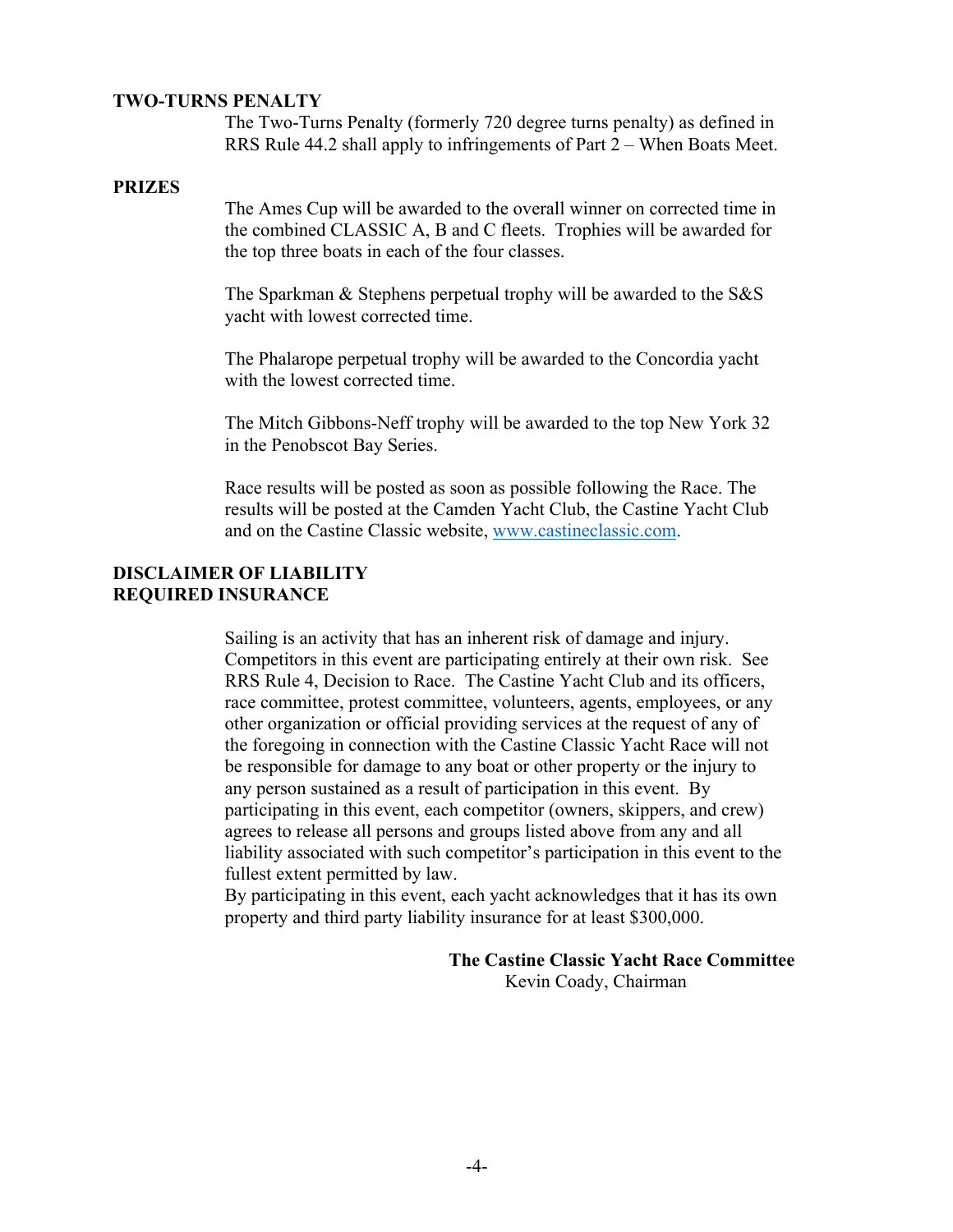## TWO-TURNS PENALTY

The Two-Turns Penalty (formerly 720 degree turns penalty) as defined in RRS Rule 44.2 shall apply to infringements of Part 2 – When Boats Meet.

## PRIZES

The Ames Cup will be awarded to the overall winner on corrected time in the combined CLASSIC A, B and C fleets. Trophies will be awarded for the top three boats in each of the four classes.

The Sparkman & Stephens perpetual trophy will be awarded to the S&S yacht with lowest corrected time.

The Phalarope perpetual trophy will be awarded to the Concordia yacht with the lowest corrected time.

The Mitch Gibbons-Neff trophy will be awarded to the top New York 32 in the Penobscot Bay Series.

Race results will be posted as soon as possible following the Race. The results will be posted at the Camden Yacht Club, the Castine Yacht Club and on the Castine Classic website, [www.castineclassic.com](http://www.castineclassic.com).

## DISCLAIMER OF LIABILITY
## REQUIRED INSURANCE

Sailing is an activity that has an inherent risk of damage and injury. Competitors in this event are participating entirely at their own risk. See RRS Rule 4, Decision to Race. The Castine Yacht Club and its officers, race committee, protest committee, volunteers, agents, employees, or any other organization or official providing services at the request of any of the foregoing in connection with the Castine Classic Yacht Race will not be responsible for damage to any boat or other property or the injury to any person sustained as a result of participation in this event. By participating in this event, each competitor (owners, skippers, and crew) agrees to release all persons and groups listed above from any and all liability associated with such competitor's participation in this event to the fullest extent permitted by law.
By participating in this event, each yacht acknowledges that it has its own property and third party liability insurance for at least $300,000.

**The Castine Classic Yacht Race Committee**
Kevin Coady, Chairman